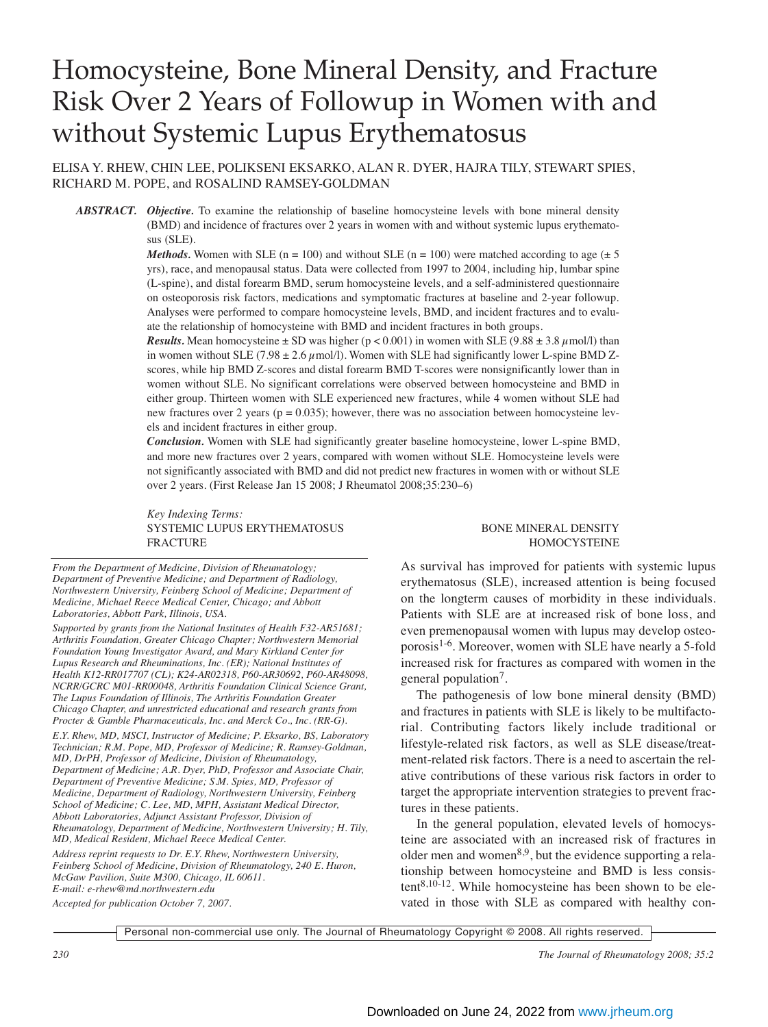# Homocysteine, Bone Mineral Density, and Fracture Risk Over 2 Years of Followup in Women with and without Systemic Lupus Erythematosus

ELISA Y. RHEW, CHIN LEE, POLIKSENI EKSARKO, ALAN R. DYER, HAJRA TILY, STEWART SPIES, RICHARD M. POPE, and ROSALIND RAMSEY-GOLDMAN

***ABSTRACT.*** ***Objective.*** To examine the relationship of baseline homocysteine levels with bone mineral density (BMD) and incidence of fractures over 2 years in women with and without systemic lupus erythematosus (SLE).

***Methods.*** Women with SLE (n = 100) and without SLE (n = 100) were matched according to age (± 5 yrs), race, and menopausal status. Data were collected from 1997 to 2004, including hip, lumbar spine (L-spine), and distal forearm BMD, serum homocysteine levels, and a self-administered questionnaire on osteoporosis risk factors, medications and symptomatic fractures at baseline and 2-year followup. Analyses were performed to compare homocysteine levels, BMD, and incident fractures and to evaluate the relationship of homocysteine with BMD and incident fractures in both groups.

***Results.*** Mean homocysteine ± SD was higher ($p < 0.001$) in women with SLE (9.88 ± 3.8 $\mu$mol/l) than in women without SLE (7.98 ± 2.6 $\mu$mol/l). Women with SLE had significantly lower L-spine BMD Z-scores, while hip BMD Z-scores and distal forearm BMD T-scores were nonsignificantly lower than in women without SLE. No significant correlations were observed between homocysteine and BMD in either group. Thirteen women with SLE experienced new fractures, while 4 women without SLE had new fractures over 2 years ($p = 0.035$); however, there was no association between homocysteine levels and incident fractures in either group.

***Conclusion.*** Women with SLE had significantly greater baseline homocysteine, lower L-spine BMD, and more new fractures over 2 years, compared with women without SLE. Homocysteine levels were not significantly associated with BMD and did not predict new fractures in women with or without SLE over 2 years. (First Release Jan 15 2008; J Rheumatol 2008;35:230–6)

*Key Indexing Terms:*
SYSTEMIC LUPUS ERYTHEMATOSUS
FRACTURE
BONE MINERAL DENSITY
HOMOCYSTEINE

*From the Department of Medicine, Division of Rheumatology; Department of Preventive Medicine; and Department of Radiology, Northwestern University, Feinberg School of Medicine; Department of Medicine, Michael Reece Medical Center, Chicago; and Abbott Laboratories, Abbott Park, Illinois, USA.*

*Supported by grants from the National Institutes of Health F32-AR51681; Arthritis Foundation, Greater Chicago Chapter; Northwestern Memorial Foundation Young Investigator Award, and Mary Kirkland Center for Lupus Research and Rheuminations, Inc. (ER); National Institutes of Health K12-RR017707 (CL); K24-AR02318, P60-AR30692, P60-AR48098, NCRR/GCRC M01-RR00048, Arthritis Foundation Clinical Science Grant, The Lupus Foundation of Illinois, The Arthritis Foundation Greater Chicago Chapter, and unrestricted educational and research grants from Procter & Gamble Pharmaceuticals, Inc. and Merck Co., Inc. (RR-G).*

*E.Y. Rhew, MD, MSCI, Instructor of Medicine; P. Eksarko, BS, Laboratory Technician; R.M. Pope, MD, Professor of Medicine; R. Ramsey-Goldman, MD, DrPH, Professor of Medicine, Division of Rheumatology, Department of Medicine; A.R. Dyer, PhD, Professor and Associate Chair, Department of Preventive Medicine; S.M. Spies, MD, Professor of Medicine, Department of Radiology, Northwestern University, Feinberg School of Medicine; C. Lee, MD, MPH, Assistant Medical Director, Abbott Laboratories, Adjunct Assistant Professor, Division of Rheumatology, Department of Medicine, Northwestern University; H. Tily, MD, Medical Resident, Michael Reece Medical Center.*

*Address reprint requests to Dr. E.Y. Rhew, Northwestern University, Feinberg School of Medicine, Division of Rheumatology, 240 E. Huron, McGaw Pavilion, Suite M300, Chicago, IL 60611. E-mail: e-rhew@md.northwestern.edu*

*Accepted for publication October 7, 2007.*

As survival has improved for patients with systemic lupus erythematosus (SLE), increased attention is being focused on the longterm causes of morbidity in these individuals. Patients with SLE are at increased risk of bone loss, and even premenopausal women with lupus may develop osteoporosis[1-6]. Moreover, women with SLE have nearly a 5-fold increased risk for fractures as compared with women in the general population[7].

The pathogenesis of low bone mineral density (BMD) and fractures in patients with SLE is likely to be multifactorial. Contributing factors likely include traditional or lifestyle-related risk factors, as well as SLE disease/treatment-related risk factors. There is a need to ascertain the relative contributions of these various risk factors in order to target the appropriate intervention strategies to prevent fractures in these patients.

In the general population, elevated levels of homocysteine are associated with an increased risk of fractures in older men and women[8,9], but the evidence supporting a relationship between homocysteine and BMD is less consistent[8,10-12]. While homocysteine has been shown to be elevated in those with SLE as compared with healthy con-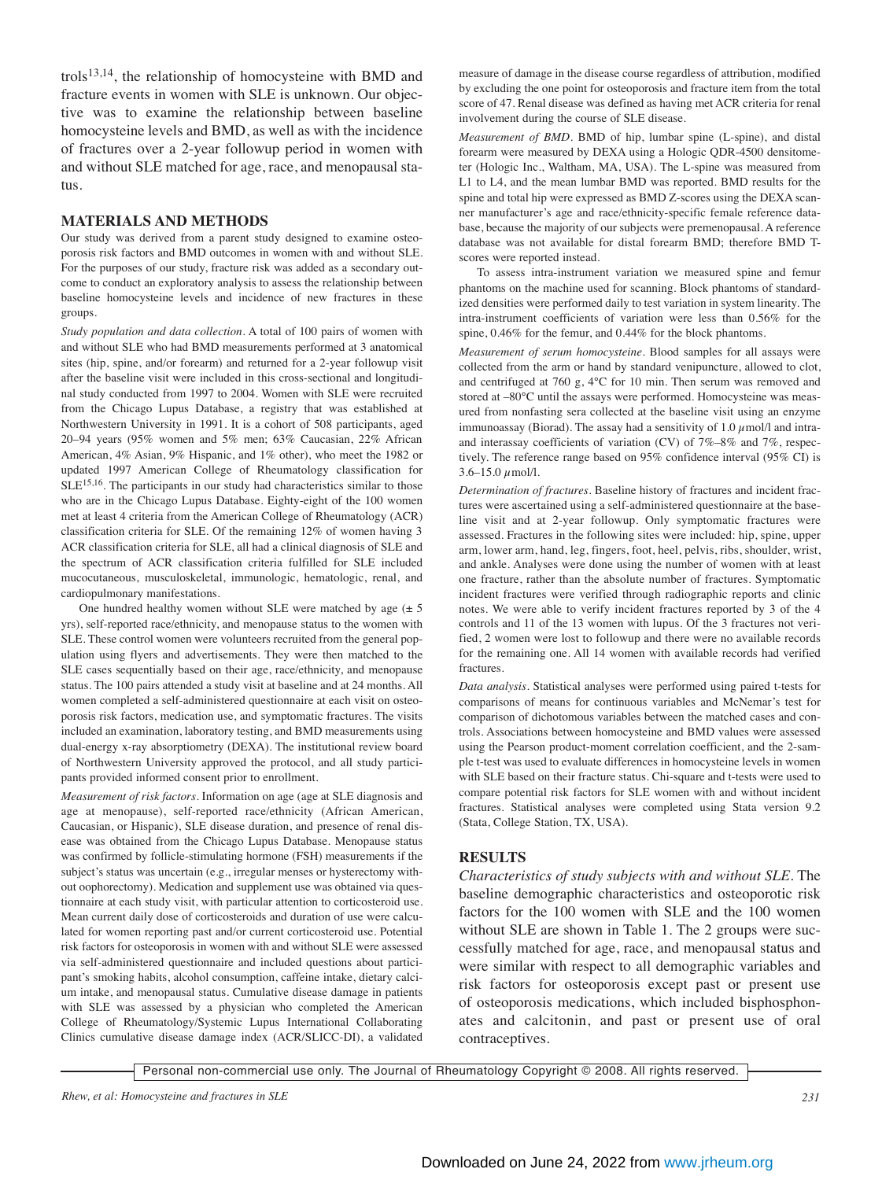trols[13,14], the relationship of homocysteine with BMD and fracture events in women with SLE is unknown. Our objective was to examine the relationship between baseline homocysteine levels and BMD, as well as with the incidence of fractures over a 2-year followup period in women with and without SLE matched for age, race, and menopausal status.

## MATERIALS AND METHODS

Our study was derived from a parent study designed to examine osteoporosis risk factors and BMD outcomes in women with and without SLE. For the purposes of our study, fracture risk was added as a secondary outcome to conduct an exploratory analysis to assess the relationship between baseline homocysteine levels and incidence of new fractures in these groups.

*Study population and data collection.* A total of 100 pairs of women with and without SLE who had BMD measurements performed at 3 anatomical sites (hip, spine, and/or forearm) and returned for a 2-year followup visit after the baseline visit were included in this cross-sectional and longitudinal study conducted from 1997 to 2004. Women with SLE were recruited from the Chicago Lupus Database, a registry that was established at Northwestern University in 1991. It is a cohort of 508 participants, aged 20–94 years (95% women and 5% men; 63% Caucasian, 22% African American, 4% Asian, 9% Hispanic, and 1% other), who meet the 1982 or updated 1997 American College of Rheumatology classification for SLE[15,16]. The participants in our study had characteristics similar to those who are in the Chicago Lupus Database. Eighty-eight of the 100 women met at least 4 criteria from the American College of Rheumatology (ACR) classification criteria for SLE. Of the remaining 12% of women having 3 ACR classification criteria for SLE, all had a clinical diagnosis of SLE and the spectrum of ACR classification criteria fulfilled for SLE included mucocutaneous, musculoskeletal, immunologic, hematologic, renal, and cardiopulmonary manifestations.

One hundred healthy women without SLE were matched by age (± 5 yrs), self-reported race/ethnicity, and menopause status to the women with SLE. These control women were volunteers recruited from the general population using flyers and advertisements. They were then matched to the SLE cases sequentially based on their age, race/ethnicity, and menopause status. The 100 pairs attended a study visit at baseline and at 24 months. All women completed a self-administered questionnaire at each visit on osteoporosis risk factors, medication use, and symptomatic fractures. The visits included an examination, laboratory testing, and BMD measurements using dual-energy x-ray absorptiometry (DEXA). The institutional review board of Northwestern University approved the protocol, and all study participants provided informed consent prior to enrollment.

*Measurement of risk factors.* Information on age (age at SLE diagnosis and age at menopause), self-reported race/ethnicity (African American, Caucasian, or Hispanic), SLE disease duration, and presence of renal disease was obtained from the Chicago Lupus Database. Menopause status was confirmed by follicle-stimulating hormone (FSH) measurements if the subject's status was uncertain (e.g., irregular menses or hysterectomy without oophorectomy). Medication and supplement use was obtained via questionnaire at each study visit, with particular attention to corticosteroid use. Mean current daily dose of corticosteroids and duration of use were calculated for women reporting past and/or current corticosteroid use. Potential risk factors for osteoporosis in women with and without SLE were assessed via self-administered questionnaire and included questions about participant's smoking habits, alcohol consumption, caffeine intake, dietary calcium intake, and menopausal status. Cumulative disease damage in patients with SLE was assessed by a physician who completed the American College of Rheumatology/Systemic Lupus International Collaborating Clinics cumulative disease damage index (ACR/SLICC-DI), a validated measure of damage in the disease course regardless of attribution, modified by excluding the one point for osteoporosis and fracture item from the total score of 47. Renal disease was defined as having met ACR criteria for renal involvement during the course of SLE disease.

*Measurement of BMD.* BMD of hip, lumbar spine (L-spine), and distal forearm were measured by DEXA using a Hologic QDR-4500 densitometer (Hologic Inc., Waltham, MA, USA). The L-spine was measured from L1 to L4, and the mean lumbar BMD was reported. BMD results for the spine and total hip were expressed as BMD Z-scores using the DEXA scanner manufacturer's age and race/ethnicity-specific female reference database, because the majority of our subjects were premenopausal. A reference database was not available for distal forearm BMD; therefore BMD T-scores were reported instead.

To assess intra-instrument variation we measured spine and femur phantoms on the machine used for scanning. Block phantoms of standardized densities were performed daily to test variation in system linearity. The intra-instrument coefficients of variation were less than 0.56% for the spine, 0.46% for the femur, and 0.44% for the block phantoms.

*Measurement of serum homocysteine.* Blood samples for all assays were collected from the arm or hand by standard venipuncture, allowed to clot, and centrifuged at 760 g, 4°C for 10 min. Then serum was removed and stored at –80°C until the assays were performed. Homocysteine was measured from nonfasting sera collected at the baseline visit using an enzyme immunoassay (Biorad). The assay had a sensitivity of 1.0 $\mu$mol/l and intra- and interassay coefficients of variation (CV) of 7%–8% and 7%, respectively. The reference range based on 95% confidence interval (95% CI) is 3.6–15.0 $\mu$mol/l.

*Determination of fractures.* Baseline history of fractures and incident fractures were ascertained using a self-administered questionnaire at the baseline visit and at 2-year followup. Only symptomatic fractures were assessed. Fractures in the following sites were included: hip, spine, upper arm, lower arm, hand, leg, fingers, foot, heel, pelvis, ribs, shoulder, wrist, and ankle. Analyses were done using the number of women with at least one fracture, rather than the absolute number of fractures. Symptomatic incident fractures were verified through radiographic reports and clinic notes. We were able to verify incident fractures reported by 3 of the 4 controls and 11 of the 13 women with lupus. Of the 3 fractures not verified, 2 women were lost to followup and there were no available records for the remaining one. All 14 women with available records had verified fractures.

*Data analysis.* Statistical analyses were performed using paired t-tests for comparisons of means for continuous variables and McNemar's test for comparison of dichotomous variables between the matched cases and controls. Associations between homocysteine and BMD values were assessed using the Pearson product-moment correlation coefficient, and the 2-sample t-test was used to evaluate differences in homocysteine levels in women with SLE based on their fracture status. Chi-square and t-tests were used to compare potential risk factors for SLE women with and without incident fractures. Statistical analyses were completed using Stata version 9.2 (Stata, College Station, TX, USA).

## RESULTS

*Characteristics of study subjects with and without SLE.* The baseline demographic characteristics and osteoporotic risk factors for the 100 women with SLE and the 100 women without SLE are shown in Table 1. The 2 groups were successfully matched for age, race, and menopausal status and were similar with respect to all demographic variables and risk factors for osteoporosis except past or present use of osteoporosis medications, which included bisphosphonates and calcitonin, and past or present use of oral contraceptives.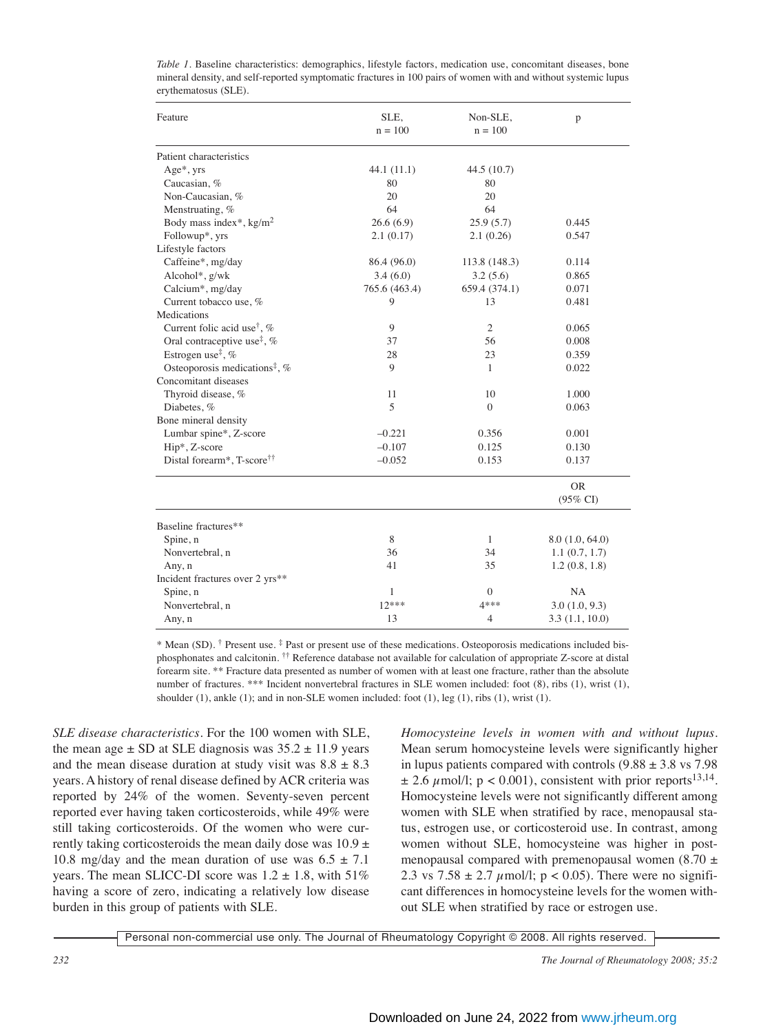*Table 1.* Baseline characteristics: demographics, lifestyle factors, medication use, concomitant diseases, bone mineral density, and self-reported symptomatic fractures in 100 pairs of women with and without systemic lupus erythematosus (SLE).

| Feature | SLE, n = 100 | Non-SLE, n = 100 | p |
|---|---|---|---|
| Patient characteristics | | | |
| Age*, yrs | 44.1 (11.1) | 44.5 (10.7) | |
| Caucasian, % | 80 | 80 | |
| Non-Caucasian, % | 20 | 20 | |
| Menstruating, % | 64 | 64 | |
| Body mass index*, kg/m$^2$ | 26.6 (6.9) | 25.9 (5.7) | 0.445 |
| Followup*, yrs | 2.1 (0.17) | 2.1 (0.26) | 0.547 |
| Lifestyle factors | | | |
| Caffeine*, mg/day | 86.4 (96.0) | 113.8 (148.3) | 0.114 |
| Alcohol*, g/wk | 3.4 (6.0) | 3.2 (5.6) | 0.865 |
| Calcium*, mg/day | 765.6 (463.4) | 659.4 (374.1) | 0.071 |
| Current tobacco use, % | 9 | 13 | 0.481 |
| Medications | | | |
| Current folic acid use†, % | 9 | 2 | 0.065 |
| Oral contraceptive use‡, % | 37 | 56 | 0.008 |
| Estrogen use‡, % | 28 | 23 | 0.359 |
| Osteoporosis medications‡, % | 9 | 1 | 0.022 |
| Concomitant diseases | | | |
| Thyroid disease, % | 11 | 10 | 1.000 |
| Diabetes, % | 5 | 0 | 0.063 |
| Bone mineral density | | | |
| Lumbar spine*, Z-score | −0.221 | 0.356 | 0.001 |
| Hip*, Z-score | −0.107 | 0.125 | 0.130 |
| Distal forearm*, T-score†† | −0.052 | 0.153 | 0.137 |
| | | | OR (95% CI) |
| Baseline fractures** | | | |
| Spine, n | 8 | 1 | 8.0 (1.0, 64.0) |
| Nonvertebral, n | 36 | 34 | 1.1 (0.7, 1.7) |
| Any, n | 41 | 35 | 1.2 (0.8, 1.8) |
| Incident fractures over 2 yrs** | | | |
| Spine, n | 1 | 0 | NA |
| Nonvertebral, n | 12*** | 4*** | 3.0 (1.0, 9.3) |
| Any, n | 13 | 4 | 3.3 (1.1, 10.0) |

\* Mean (SD). † Present use. ‡ Past or present use of these medications. Osteoporosis medications included bisphosphonates and calcitonin. †† Reference database not available for calculation of appropriate Z-score at distal forearm site. ** Fracture data presented as number of women with at least one fracture, rather than the absolute number of fractures. *** Incident nonvertebral fractures in SLE women included: foot (8), ribs (1), wrist (1), shoulder (1), ankle (1); and in non-SLE women included: foot (1), leg (1), ribs (1), wrist (1).

*SLE disease characteristics.* For the 100 women with SLE, the mean age ± SD at SLE diagnosis was 35.2 ± 11.9 years and the mean disease duration at study visit was 8.8 ± 8.3 years. A history of renal disease defined by ACR criteria was reported by 24% of the women. Seventy-seven percent reported ever having taken corticosteroids, while 49% were still taking corticosteroids. Of the women who were currently taking corticosteroids the mean daily dose was 10.9 ± 10.8 mg/day and the mean duration of use was 6.5 ± 7.1 years. The mean SLICC-DI score was 1.2 ± 1.8, with 51% having a score of zero, indicating a relatively low disease burden in this group of patients with SLE.

*Homocysteine levels in women with and without lupus.* Mean serum homocysteine levels were significantly higher in lupus patients compared with controls (9.88 ± 3.8 vs 7.98 ± 2.6 $\mu$mol/l; $p < 0.001$), consistent with prior reports[13,14]. Homocysteine levels were not significantly different among women with SLE when stratified by race, menopausal status, estrogen use, or corticosteroid use. In contrast, among women without SLE, homocysteine was higher in postmenopausal compared with premenopausal women (8.70 ± 2.3 vs 7.58 ± 2.7 $\mu$mol/l; $p < 0.05$). There were no significant differences in homocysteine levels for the women without SLE when stratified by race or estrogen use.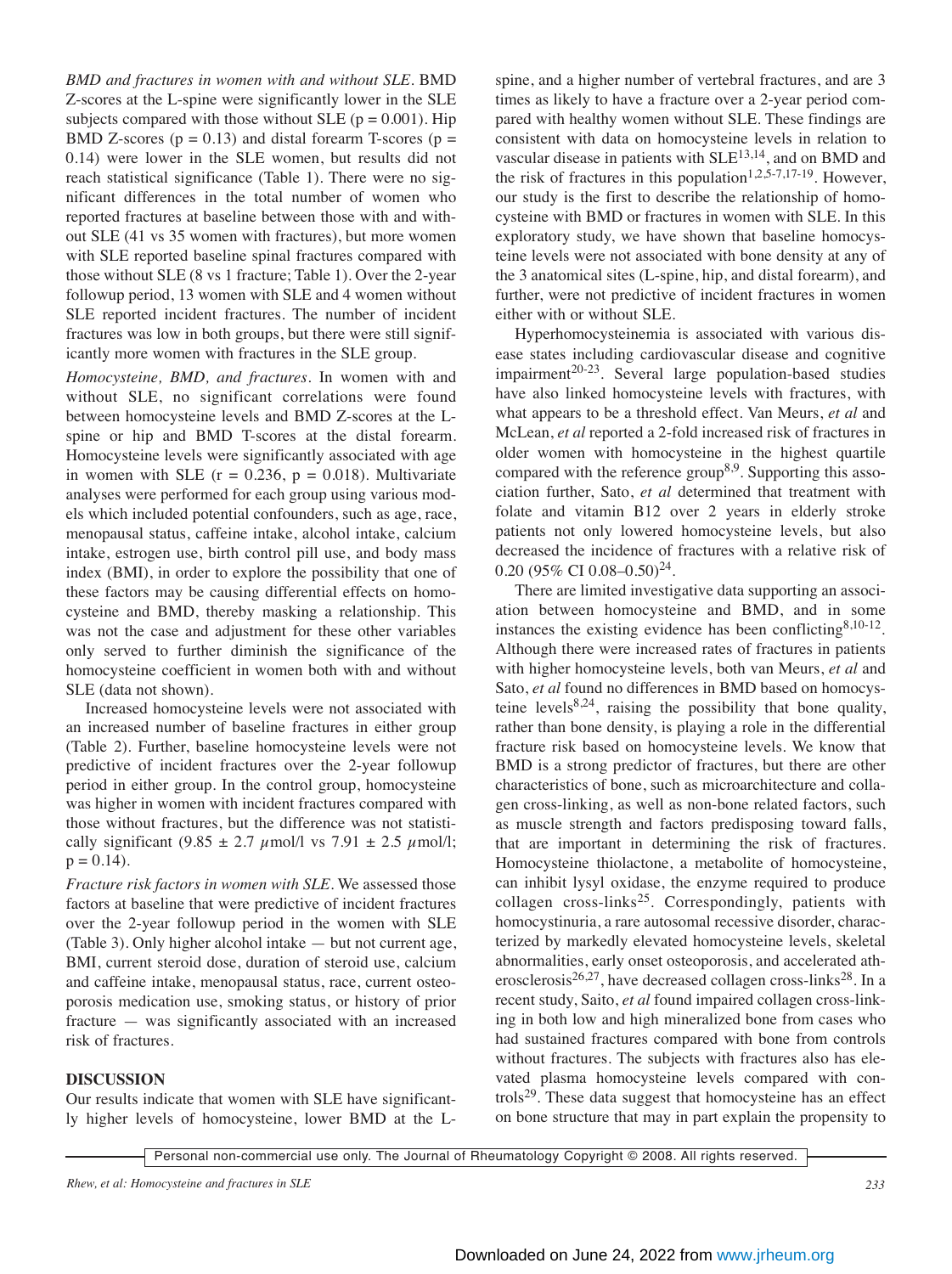*BMD and fractures in women with and without SLE.* BMD Z-scores at the L-spine were significantly lower in the SLE subjects compared with those without SLE ($p = 0.001$). Hip BMD Z-scores ($p = 0.13$) and distal forearm T-scores ($p = 0.14$) were lower in the SLE women, but results did not reach statistical significance (Table 1). There were no significant differences in the total number of women who reported fractures at baseline between those with and without SLE (41 vs 35 women with fractures), but more women with SLE reported baseline spinal fractures compared with those without SLE (8 vs 1 fracture; Table 1). Over the 2-year followup period, 13 women with SLE and 4 women without SLE reported incident fractures. The number of incident fractures was low in both groups, but there were still significantly more women with fractures in the SLE group.

*Homocysteine, BMD, and fractures.* In women with and without SLE, no significant correlations were found between homocysteine levels and BMD Z-scores at the L-spine or hip and BMD T-scores at the distal forearm. Homocysteine levels were significantly associated with age in women with SLE ($r = 0.236$, $p = 0.018$). Multivariate analyses were performed for each group using various models which included potential confounders, such as age, race, menopausal status, caffeine intake, alcohol intake, calcium intake, estrogen use, birth control pill use, and body mass index (BMI), in order to explore the possibility that one of these factors may be causing differential effects on homocysteine and BMD, thereby masking a relationship. This was not the case and adjustment for these other variables only served to further diminish the significance of the homocysteine coefficient in women both with and without SLE (data not shown).

Increased homocysteine levels were not associated with an increased number of baseline fractures in either group (Table 2). Further, baseline homocysteine levels were not predictive of incident fractures over the 2-year followup period in either group. In the control group, homocysteine was higher in women with incident fractures compared with those without fractures, but the difference was not statistically significant ($9.85 \pm 2.7$ $\mu$mol/l vs $7.91 \pm 2.5$ $\mu$mol/l; $p = 0.14$).

*Fracture risk factors in women with SLE.* We assessed those factors at baseline that were predictive of incident fractures over the 2-year followup period in the women with SLE (Table 3). Only higher alcohol intake — but not current age, BMI, current steroid dose, duration of steroid use, calcium and caffeine intake, menopausal status, race, current osteoporosis medication use, smoking status, or history of prior fracture — was significantly associated with an increased risk of fractures.

## DISCUSSION

Our results indicate that women with SLE have significantly higher levels of homocysteine, lower BMD at the L-spine, and a higher number of vertebral fractures, and are 3 times as likely to have a fracture over a 2-year period compared with healthy women without SLE. These findings are consistent with data on homocysteine levels in relation to vascular disease in patients with SLE[13,14], and on BMD and the risk of fractures in this population[1,2,5-7,17-19]. However, our study is the first to describe the relationship of homocysteine with BMD or fractures in women with SLE. In this exploratory study, we have shown that baseline homocysteine levels were not associated with bone density at any of the 3 anatomical sites (L-spine, hip, and distal forearm), and further, were not predictive of incident fractures in women either with or without SLE.

Hyperhomocysteinemia is associated with various disease states including cardiovascular disease and cognitive impairment[20-23]. Several large population-based studies have also linked homocysteine levels with fractures, with what appears to be a threshold effect. Van Meurs, *et al* and McLean, *et al* reported a 2-fold increased risk of fractures in older women with homocysteine in the highest quartile compared with the reference group[8,9]. Supporting this association further, Sato, *et al* determined that treatment with folate and vitamin B12 over 2 years in elderly stroke patients not only lowered homocysteine levels, but also decreased the incidence of fractures with a relative risk of 0.20 (95% CI 0.08–0.50)[24].

There are limited investigative data supporting an association between homocysteine and BMD, and in some instances the existing evidence has been conflicting[8,10-12]. Although there were increased rates of fractures in patients with higher homocysteine levels, both van Meurs, *et al* and Sato, *et al* found no differences in BMD based on homocysteine levels[8,24], raising the possibility that bone quality, rather than bone density, is playing a role in the differential fracture risk based on homocysteine levels. We know that BMD is a strong predictor of fractures, but there are other characteristics of bone, such as microarchitecture and collagen cross-linking, as well as non-bone related factors, such as muscle strength and factors predisposing toward falls, that are important in determining the risk of fractures. Homocysteine thiolactone, a metabolite of homocysteine, can inhibit lysyl oxidase, the enzyme required to produce collagen cross-links[25]. Correspondingly, patients with homocystinuria, a rare autosomal recessive disorder, characterized by markedly elevated homocysteine levels, skeletal abnormalities, early onset osteoporosis, and accelerated atherosclerosis[26,27], have decreased collagen cross-links[28]. In a recent study, Saito, *et al* found impaired collagen cross-linking in both low and high mineralized bone from cases who had sustained fractures compared with bone from controls without fractures. The subjects with fractures also has elevated plasma homocysteine levels compared with controls[29]. These data suggest that homocysteine has an effect on bone structure that may in part explain the propensity to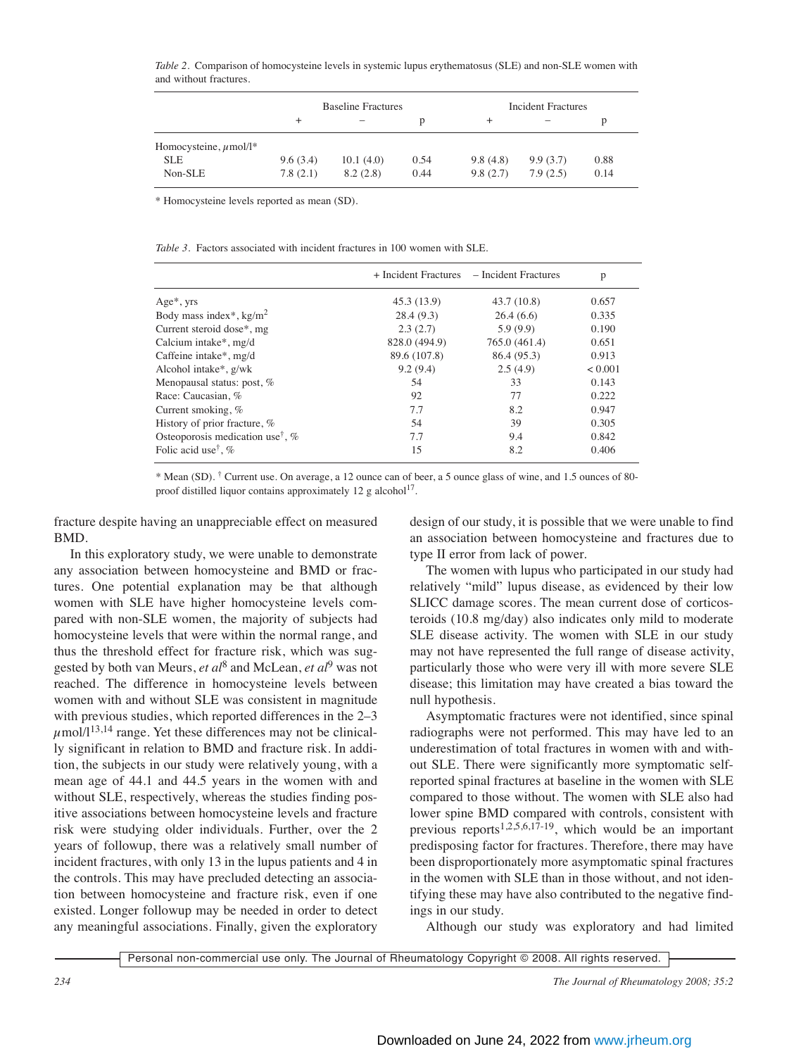*Table 2*. Comparison of homocysteine levels in systemic lupus erythematosus (SLE) and non-SLE women with and without fractures.

| | Baseline Fractures | | | Incident Fractures | | |
|---|---|---|---|---|---|---|
| | + | – | p | + | – | p |
| Homocysteine, μmol/l* | | | | | | |
| SLE | 9.6 (3.4) | 10.1 (4.0) | 0.54 | 9.8 (4.8) | 9.9 (3.7) | 0.88 |
| Non-SLE | 7.8 (2.1) | 8.2 (2.8) | 0.44 | 9.8 (2.7) | 7.9 (2.5) | 0.14 |

\* Homocysteine levels reported as mean (SD).

*Table 3*. Factors associated with incident fractures in 100 women with SLE.

| | + Incident Fractures | – Incident Fractures | p |
|---|---|---|---|
| Age*, yrs | 45.3 (13.9) | 43.7 (10.8) | 0.657 |
| Body mass index*, kg/m$^2$ | 28.4 (9.3) | 26.4 (6.6) | 0.335 |
| Current steroid dose*, mg | 2.3 (2.7) | 5.9 (9.9) | 0.190 |
| Calcium intake*, mg/d | 828.0 (494.9) | 765.0 (461.4) | 0.651 |
| Caffeine intake*, mg/d | 89.6 (107.8) | 86.4 (95.3) | 0.913 |
| Alcohol intake*, g/wk | 9.2 (9.4) | 2.5 (4.9) | < 0.001 |
| Menopausal status: post, % | 54 | 33 | 0.143 |
| Race: Caucasian, % | 92 | 77 | 0.222 |
| Current smoking, % | 7.7 | 8.2 | 0.947 |
| History of prior fracture, % | 54 | 39 | 0.305 |
| Osteoporosis medication use†, % | 7.7 | 9.4 | 0.842 |
| Folic acid use†, % | 15 | 8.2 | 0.406 |

\* Mean (SD). † Current use. On average, a 12 ounce can of beer, a 5 ounce glass of wine, and 1.5 ounces of 80-proof distilled liquor contains approximately 12 g alcohol[17].

fracture despite having an unappreciable effect on measured BMD.

In this exploratory study, we were unable to demonstrate any association between homocysteine and BMD or fractures. One potential explanation may be that although women with SLE have higher homocysteine levels compared with non-SLE women, the majority of subjects had homocysteine levels that were within the normal range, and thus the threshold effect for fracture risk, which was suggested by both van Meurs, *et al*[8] and McLean, *et al*[9] was not reached. The difference in homocysteine levels between women with and without SLE was consistent in magnitude with previous studies, which reported differences in the 2–3 μmol/l[13,14] range. Yet these differences may not be clinically significant in relation to BMD and fracture risk. In addition, the subjects in our study were relatively young, with a mean age of 44.1 and 44.5 years in the women with and without SLE, respectively, whereas the studies finding positive associations between homocysteine levels and fracture risk were studying older individuals. Further, over the 2 years of followup, there was a relatively small number of incident fractures, with only 13 in the lupus patients and 4 in the controls. This may have precluded detecting an association between homocysteine and fracture risk, even if one existed. Longer followup may be needed in order to detect any meaningful associations. Finally, given the exploratory design of our study, it is possible that we were unable to find an association between homocysteine and fractures due to type II error from lack of power.

The women with lupus who participated in our study had relatively "mild" lupus disease, as evidenced by their low SLICC damage scores. The mean current dose of corticosteroids (10.8 mg/day) also indicates only mild to moderate SLE disease activity. The women with SLE in our study may not have represented the full range of disease activity, particularly those who were very ill with more severe SLE disease; this limitation may have created a bias toward the null hypothesis.

Asymptomatic fractures were not identified, since spinal radiographs were not performed. This may have led to an underestimation of total fractures in women with and without SLE. There were significantly more symptomatic self-reported spinal fractures at baseline in the women with SLE compared to those without. The women with SLE also had lower spine BMD compared with controls, consistent with previous reports[1,2,5,6,17-19], which would be an important predisposing factor for fractures. Therefore, there may have been disproportionately more asymptomatic spinal fractures in the women with SLE than in those without, and not identifying these may have also contributed to the negative findings in our study.

Although our study was exploratory and had limited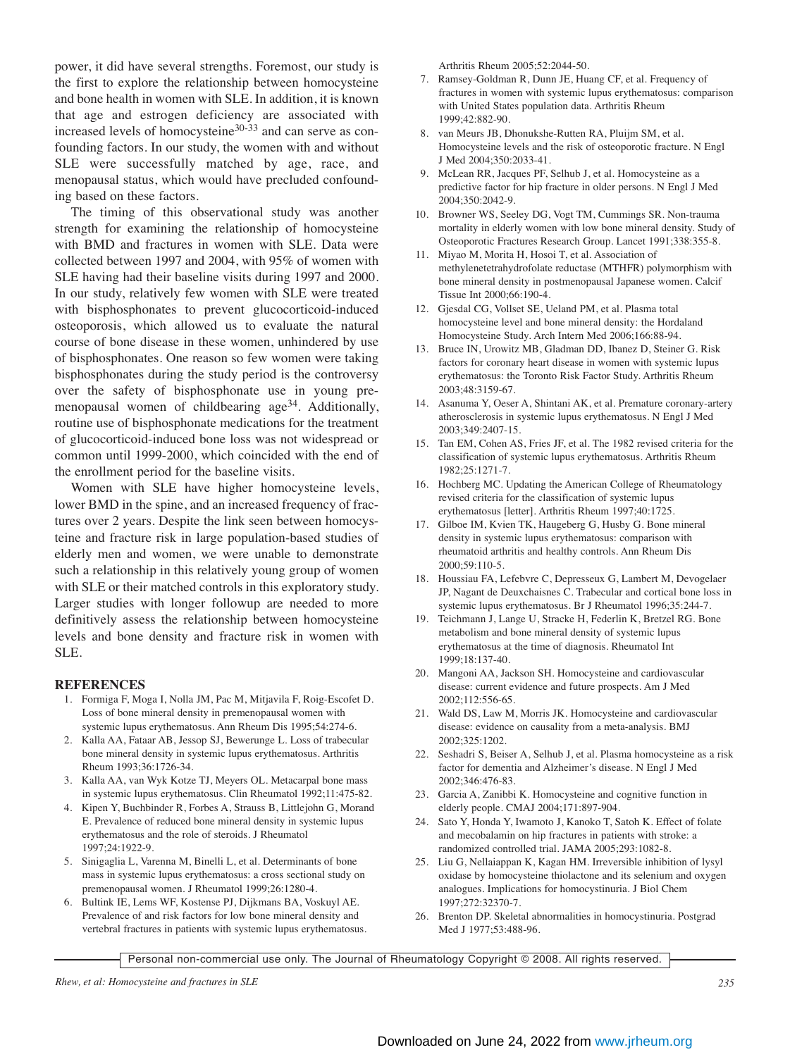power, it did have several strengths. Foremost, our study is the first to explore the relationship between homocysteine and bone health in women with SLE. In addition, it is known that age and estrogen deficiency are associated with increased levels of homocysteine[30-33] and can serve as confounding factors. In our study, the women with and without SLE were successfully matched by age, race, and menopausal status, which would have precluded confounding based on these factors.

The timing of this observational study was another strength for examining the relationship of homocysteine with BMD and fractures in women with SLE. Data were collected between 1997 and 2004, with 95% of women with SLE having had their baseline visits during 1997 and 2000. In our study, relatively few women with SLE were treated with bisphosphonates to prevent glucocorticoid-induced osteoporosis, which allowed us to evaluate the natural course of bone disease in these women, unhindered by use of bisphosphonates. One reason so few women were taking bisphosphonates during the study period is the controversy over the safety of bisphosphonate use in young premenopausal women of childbearing age[34]. Additionally, routine use of bisphosphonate medications for the treatment of glucocorticoid-induced bone loss was not widespread or common until 1999-2000, which coincided with the end of the enrollment period for the baseline visits.

Women with SLE have higher homocysteine levels, lower BMD in the spine, and an increased frequency of fractures over 2 years. Despite the link seen between homocysteine and fracture risk in large population-based studies of elderly men and women, we were unable to demonstrate such a relationship in this relatively young group of women with SLE or their matched controls in this exploratory study. Larger studies with longer followup are needed to more definitively assess the relationship between homocysteine levels and bone density and fracture risk in women with SLE.

## REFERENCES

1. Formiga F, Moga I, Nolla JM, Pac M, Mitjavila F, Roig-Escofet D. Loss of bone mineral density in premenopausal women with systemic lupus erythematosus. Ann Rheum Dis 1995;54:274-6.
2. Kalla AA, Fataar AB, Jessop SJ, Bewerunge L. Loss of trabecular bone mineral density in systemic lupus erythematosus. Arthritis Rheum 1993;36:1726-34.
3. Kalla AA, van Wyk Kotze TJ, Meyers OL. Metacarpal bone mass in systemic lupus erythematosus. Clin Rheumatol 1992;11:475-82.
4. Kipen Y, Buchbinder R, Forbes A, Strauss B, Littlejohn G, Morand E. Prevalence of reduced bone mineral density in systemic lupus erythematosus and the role of steroids. J Rheumatol 1997;24:1922-9.
5. Sinigaglia L, Varenna M, Binelli L, et al. Determinants of bone mass in systemic lupus erythematosus: a cross sectional study on premenopausal women. J Rheumatol 1999;26:1280-4.
6. Bultink IE, Lems WF, Kostense PJ, Dijkmans BA, Voskuyl AE. Prevalence of and risk factors for low bone mineral density and vertebral fractures in patients with systemic lupus erythematosus. Arthritis Rheum 2005;52:2044-50.
7. Ramsey-Goldman R, Dunn JE, Huang CF, et al. Frequency of fractures in women with systemic lupus erythematosus: comparison with United States population data. Arthritis Rheum 1999;42:882-90.
8. van Meurs JB, Dhonukshe-Rutten RA, Pluijm SM, et al. Homocysteine levels and the risk of osteoporotic fracture. N Engl J Med 2004;350:2033-41.
9. McLean RR, Jacques PF, Selhub J, et al. Homocysteine as a predictive factor for hip fracture in older persons. N Engl J Med 2004;350:2042-9.
10. Browner WS, Seeley DG, Vogt TM, Cummings SR. Non-trauma mortality in elderly women with low bone mineral density. Study of Osteoporotic Fractures Research Group. Lancet 1991;338:355-8.
11. Miyao M, Morita H, Hosoi T, et al. Association of methylenetetrahydrofolate reductase (MTHFR) polymorphism with bone mineral density in postmenopausal Japanese women. Calcif Tissue Int 2000;66:190-4.
12. Gjesdal CG, Vollset SE, Ueland PM, et al. Plasma total homocysteine level and bone mineral density: the Hordaland Homocysteine Study. Arch Intern Med 2006;166:88-94.
13. Bruce IN, Urowitz MB, Gladman DD, Ibanez D, Steiner G. Risk factors for coronary heart disease in women with systemic lupus erythematosus: the Toronto Risk Factor Study. Arthritis Rheum 2003;48:3159-67.
14. Asanuma Y, Oeser A, Shintani AK, et al. Premature coronary-artery atherosclerosis in systemic lupus erythematosus. N Engl J Med 2003;349:2407-15.
15. Tan EM, Cohen AS, Fries JF, et al. The 1982 revised criteria for the classification of systemic lupus erythematosus. Arthritis Rheum 1982;25:1271-7.
16. Hochberg MC. Updating the American College of Rheumatology revised criteria for the classification of systemic lupus erythematosus [letter]. Arthritis Rheum 1997;40:1725.
17. Gilboe IM, Kvien TK, Haugeberg G, Husby G. Bone mineral density in systemic lupus erythematosus: comparison with rheumatoid arthritis and healthy controls. Ann Rheum Dis 2000;59:110-5.
18. Houssiau FA, Lefebvre C, Depresseux G, Lambert M, Devogelaer JP, Nagant de Deuxchaisnes C. Trabecular and cortical bone loss in systemic lupus erythematosus. Br J Rheumatol 1996;35:244-7.
19. Teichmann J, Lange U, Stracke H, Federlin K, Bretzel RG. Bone metabolism and bone mineral density of systemic lupus erythematosus at the time of diagnosis. Rheumatol Int 1999;18:137-40.
20. Mangoni AA, Jackson SH. Homocysteine and cardiovascular disease: current evidence and future prospects. Am J Med 2002;112:556-65.
21. Wald DS, Law M, Morris JK. Homocysteine and cardiovascular disease: evidence on causality from a meta-analysis. BMJ 2002;325:1202.
22. Seshadri S, Beiser A, Selhub J, et al. Plasma homocysteine as a risk factor for dementia and Alzheimer's disease. N Engl J Med 2002;346:476-83.
23. Garcia A, Zanibbi K. Homocysteine and cognitive function in elderly people. CMAJ 2004;171:897-904.
24. Sato Y, Honda Y, Iwamoto J, Kanoko T, Satoh K. Effect of folate and mecobalamin on hip fractures in patients with stroke: a randomized controlled trial. JAMA 2005;293:1082-8.
25. Liu G, Nellaiappan K, Kagan HM. Irreversible inhibition of lysyl oxidase by homocysteine thiolactone and its selenium and oxygen analogues. Implications for homocystinuria. J Biol Chem 1997;272:32370-7.
26. Brenton DP. Skeletal abnormalities in homocystinuria. Postgrad Med J 1977;53:488-96.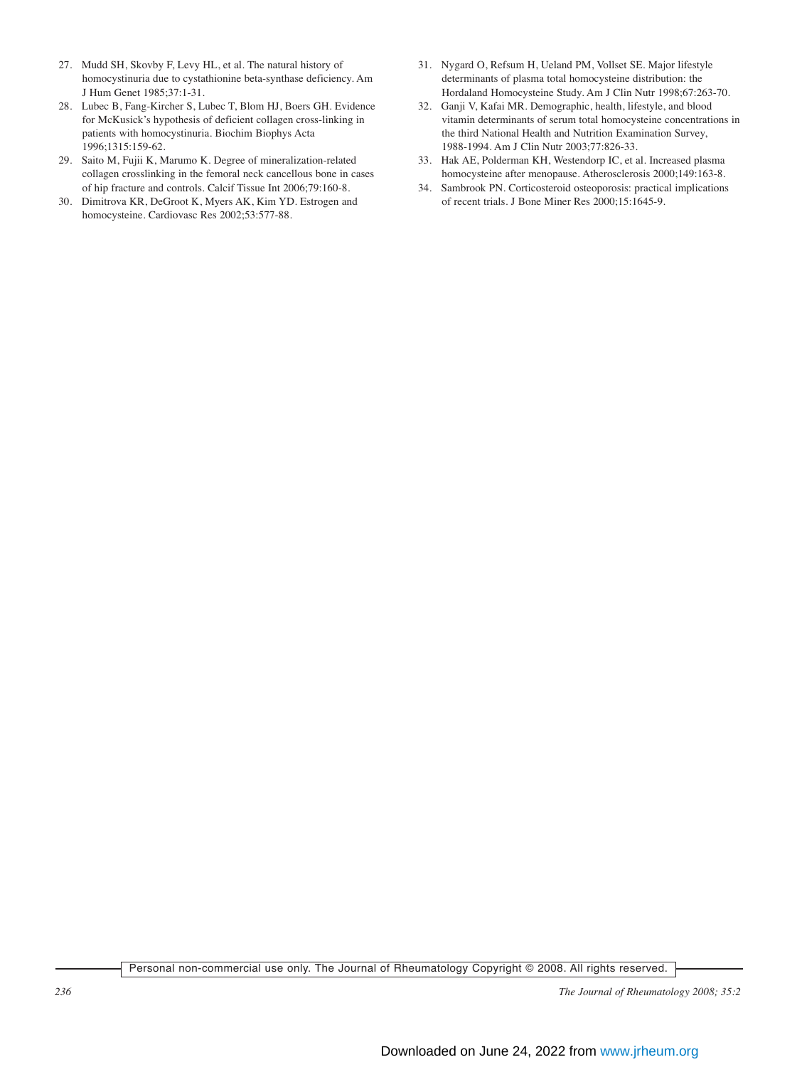27. Mudd SH, Skovby F, Levy HL, et al. The natural history of homocystinuria due to cystathionine beta-synthase deficiency. Am J Hum Genet 1985;37:1-31.
28. Lubec B, Fang-Kircher S, Lubec T, Blom HJ, Boers GH. Evidence for McKusick's hypothesis of deficient collagen cross-linking in patients with homocystinuria. Biochim Biophys Acta 1996;1315:159-62.
29. Saito M, Fujii K, Marumo K. Degree of mineralization-related collagen crosslinking in the femoral neck cancellous bone in cases of hip fracture and controls. Calcif Tissue Int 2006;79:160-8.
30. Dimitrova KR, DeGroot K, Myers AK, Kim YD. Estrogen and homocysteine. Cardiovasc Res 2002;53:577-88.
31. Nygard O, Refsum H, Ueland PM, Vollset SE. Major lifestyle determinants of plasma total homocysteine distribution: the Hordaland Homocysteine Study. Am J Clin Nutr 1998;67:263-70.
32. Ganji V, Kafai MR. Demographic, health, lifestyle, and blood vitamin determinants of serum total homocysteine concentrations in the third National Health and Nutrition Examination Survey, 1988-1994. Am J Clin Nutr 2003;77:826-33.
33. Hak AE, Polderman KH, Westendorp IC, et al. Increased plasma homocysteine after menopause. Atherosclerosis 2000;149:163-8.
34. Sambrook PN. Corticosteroid osteoporosis: practical implications of recent trials. J Bone Miner Res 2000;15:1645-9.